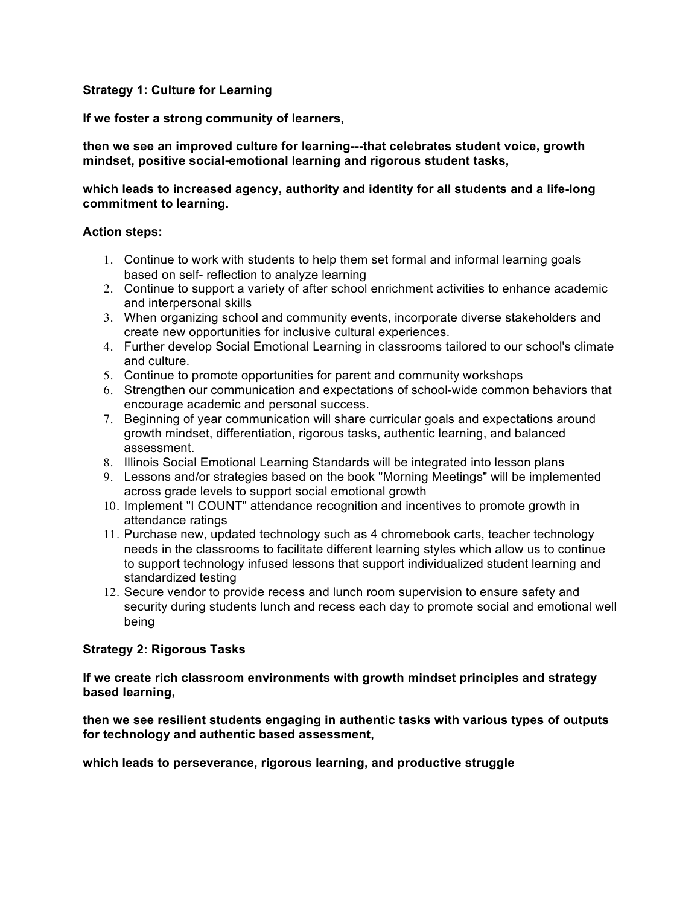## Strategy 1: Culture for Learning

**If we foster a strong community of learners,**

**then we see an improved culture for learning---that celebrates student voice, growth mindset, positive social-emotional learning and rigorous student tasks,**

**which leads to increased agency, authority and identity for all students and a life-long commitment to learning.**

**Action steps:**

1. Continue to work with students to help them set formal and informal learning goals based on self- reflection to analyze learning
2. Continue to support a variety of after school enrichment activities to enhance academic and interpersonal skills
3. When organizing school and community events, incorporate diverse stakeholders and create new opportunities for inclusive cultural experiences.
4. Further develop Social Emotional Learning in classrooms tailored to our school's climate and culture.
5. Continue to promote opportunities for parent and community workshops
6. Strengthen our communication and expectations of school-wide common behaviors that encourage academic and personal success.
7. Beginning of year communication will share curricular goals and expectations around growth mindset, differentiation, rigorous tasks, authentic learning, and balanced assessment.
8. Illinois Social Emotional Learning Standards will be integrated into lesson plans
9. Lessons and/or strategies based on the book "Morning Meetings" will be implemented across grade levels to support social emotional growth
10. Implement "I COUNT" attendance recognition and incentives to promote growth in attendance ratings
11. Purchase new, updated technology such as 4 chromebook carts, teacher technology needs in the classrooms to facilitate different learning styles which allow us to continue to support technology infused lessons that support individualized student learning and standardized testing
12. Secure vendor to provide recess and lunch room supervision to ensure safety and security during students lunch and recess each day to promote social and emotional well being

## Strategy 2: Rigorous Tasks

**If we create rich classroom environments with growth mindset principles and strategy based learning,**

**then we see resilient students engaging in authentic tasks with various types of outputs for technology and authentic based assessment,**

**which leads to perseverance, rigorous learning, and productive struggle**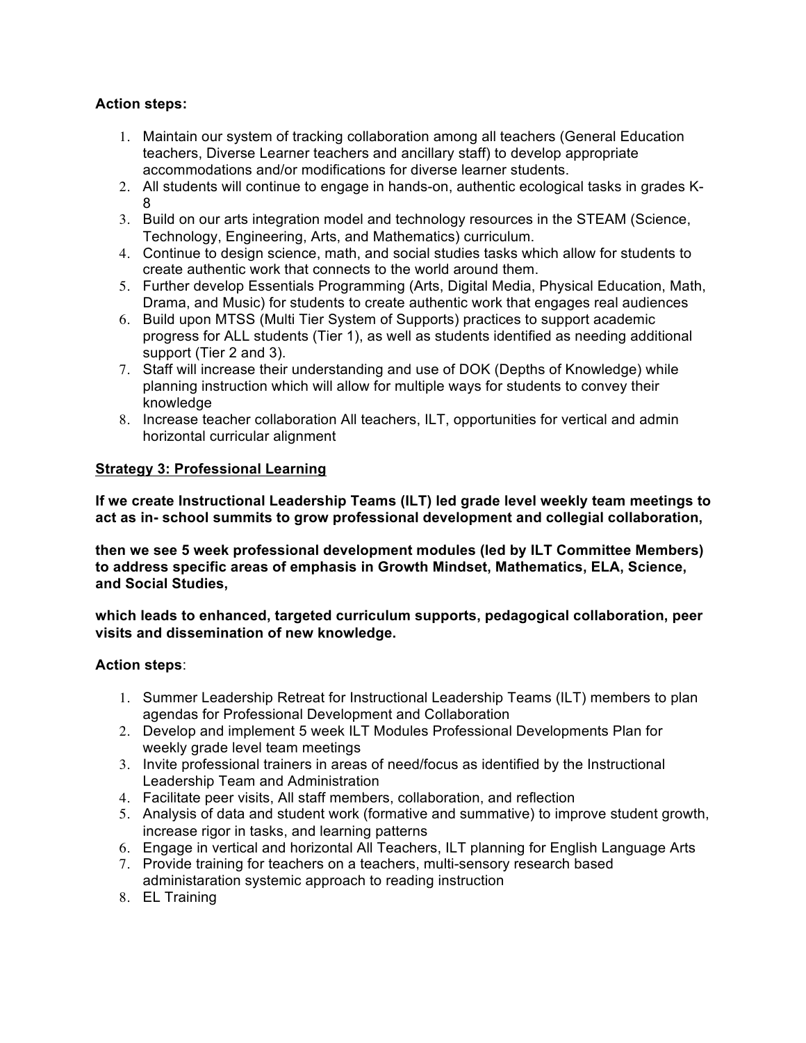**Action steps:**

1. Maintain our system of tracking collaboration among all teachers (General Education teachers, Diverse Learner teachers and ancillary staff) to develop appropriate accommodations and/or modifications for diverse learner students.
2. All students will continue to engage in hands-on, authentic ecological tasks in grades K-8
3. Build on our arts integration model and technology resources in the STEAM (Science, Technology, Engineering, Arts, and Mathematics) curriculum.
4. Continue to design science, math, and social studies tasks which allow for students to create authentic work that connects to the world around them.
5. Further develop Essentials Programming (Arts, Digital Media, Physical Education, Math, Drama, and Music) for students to create authentic work that engages real audiences
6. Build upon MTSS (Multi Tier System of Supports) practices to support academic progress for ALL students (Tier 1), as well as students identified as needing additional support (Tier 2 and 3).
7. Staff will increase their understanding and use of DOK (Depths of Knowledge) while planning instruction which will allow for multiple ways for students to convey their knowledge
8. Increase teacher collaboration All teachers, ILT, opportunities for vertical and admin horizontal curricular alignment

## Strategy 3: Professional Learning

**If we create Instructional Leadership Teams (ILT) led grade level weekly team meetings to act as in- school summits to grow professional development and collegial collaboration,**

**then we see 5 week professional development modules (led by ILT Committee Members) to address specific areas of emphasis in Growth Mindset, Mathematics, ELA, Science, and Social Studies,**

**which leads to enhanced, targeted curriculum supports, pedagogical collaboration, peer visits and dissemination of new knowledge.**

**Action steps**:

1. Summer Leadership Retreat for Instructional Leadership Teams (ILT) members to plan agendas for Professional Development and Collaboration
2. Develop and implement 5 week ILT Modules Professional Developments Plan for weekly grade level team meetings
3. Invite professional trainers in areas of need/focus as identified by the Instructional Leadership Team and Administration
4. Facilitate peer visits, All staff members, collaboration, and reflection
5. Analysis of data and student work (formative and summative) to improve student growth, increase rigor in tasks, and learning patterns
6. Engage in vertical and horizontal All Teachers, ILT planning for English Language Arts
7. Provide training for teachers on a teachers, multi-sensory research based administaration systemic approach to reading instruction
8. EL Training